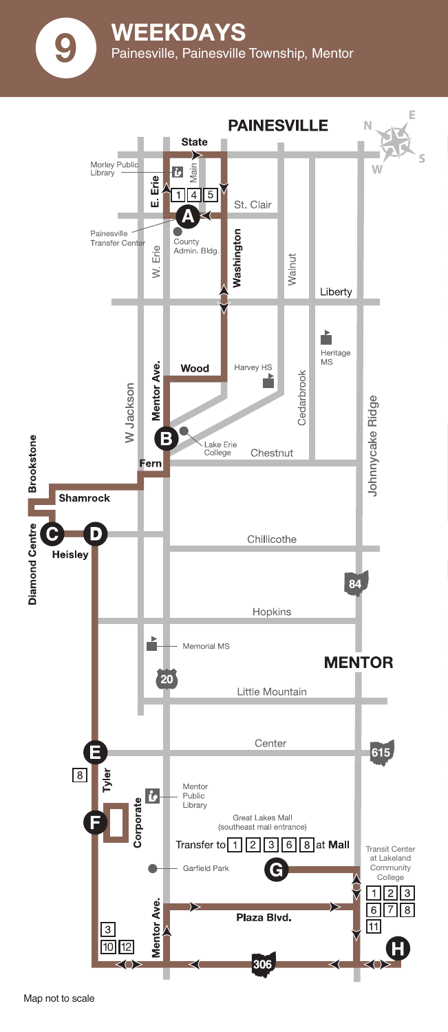# 9 WEEKDAYS

Painesville, Painesville Township, Mentor

PAINESVILLE

State

Morley Public Library

Main

E. Erie

1 4 5

St. Clair

A

Painesville Transfer Center

County Admin. Bldg.

W. Erie

Washington

Walnut

Liberty

Heritage MS

Wood

Harvey HS

Mentor Ave.

W Jackson

Cedarbrook

Johnnycake Ridge

B

Lake Erie College

Chestnut

Fern

Brookstone

Shamrock

Diamond Centre

C

D

Heisley

Chillicothe

84

Hopkins

Memorial MS

MENTOR

20

Little Mountain

Center

E

615

8

Tyler

Mentor Public Library

Corporate

F

Great Lakes Mall (southeast mall entrance)

Transfer to 1 2 3 6 8 at Mall

Transit Center at Lakeland Community College

Garfield Park

G

1 2 3

6 7 8

11

Mentor Ave.

Plaza Blvd.

3

10 12

306

H

Map not to scale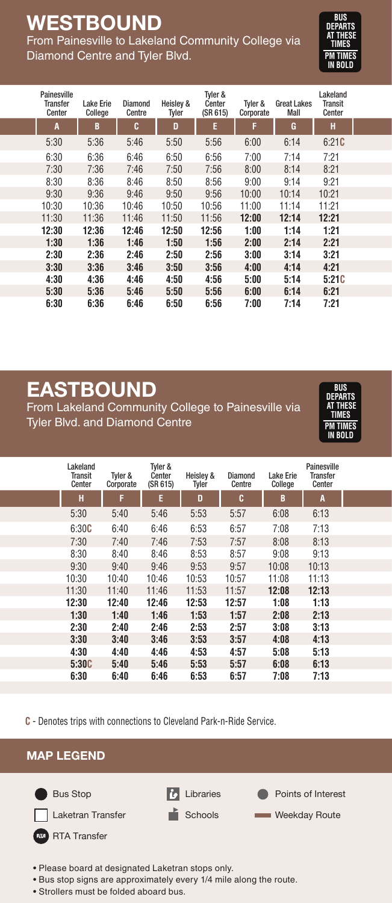# WESTBOUND

From Painesville to Lakeland Community College via Diamond Centre and Tyler Blvd.

**BUS DEPARTS AT THESE TIMES**
**PM TIMES IN BOLD**

| Painesville Transfer Center | Lake Erie College | Diamond Centre | Heisley & Tyler | Tyler & Center (SR 615) | Tyler & Corporate | Great Lakes Mall | Lakeland Transit Center |
|---|---|---|---|---|---|---|---|
| A | B | C | D | E | F | G | H |
| 5:30 | 5:36 | 5:46 | 5:50 | 5:56 | 6:00 | 6:14 | 6:21C |
| 6:30 | 6:36 | 6:46 | 6:50 | 6:56 | 7:00 | 7:14 | 7:21 |
| 7:30 | 7:36 | 7:46 | 7:50 | 7:56 | 8:00 | 8:14 | 8:21 |
| 8:30 | 8:36 | 8:46 | 8:50 | 8:56 | 9:00 | 9:14 | 9:21 |
| 9:30 | 9:36 | 9:46 | 9:50 | 9:56 | 10:00 | 10:14 | 10:21 |
| 10:30 | 10:36 | 10:46 | 10:50 | 10:56 | 11:00 | 11:14 | 11:21 |
| 11:30 | 11:36 | 11:46 | 11:50 | 11:56 | **12:00** | **12:14** | **12:21** |
| **12:30** | **12:36** | **12:46** | **12:50** | **12:56** | **1:00** | **1:14** | **1:21** |
| **1:30** | **1:36** | **1:46** | **1:50** | **1:56** | **2:00** | **2:14** | **2:21** |
| **2:30** | **2:36** | **2:46** | **2:50** | **2:56** | **3:00** | **3:14** | **3:21** |
| **3:30** | **3:36** | **3:46** | **3:50** | **3:56** | **4:00** | **4:14** | **4:21** |
| **4:30** | **4:36** | **4:46** | **4:50** | **4:56** | **5:00** | **5:14** | **5:21C** |
| **5:30** | **5:36** | **5:46** | **5:50** | **5:56** | **6:00** | **6:14** | **6:21** |
| **6:30** | **6:36** | **6:46** | **6:50** | **6:56** | **7:00** | **7:14** | **7:21** |

# EASTBOUND

From Lakeland Community College to Painesville via Tyler Blvd. and Diamond Centre

**BUS DEPARTS AT THESE TIMES**
**PM TIMES IN BOLD**

| Lakeland Transit Center | Tyler & Corporate | Tyler & Center (SR 615) | Heisley & Tyler | Diamond Centre | Lake Erie College | Painesville Transfer Center |
|---|---|---|---|---|---|---|
| H | F | E | D | C | B | A |
| 5:30 | 5:40 | 5:46 | 5:53 | 5:57 | 6:08 | 6:13 |
| 6:30C | 6:40 | 6:46 | 6:53 | 6:57 | 7:08 | 7:13 |
| 7:30 | 7:40 | 7:46 | 7:53 | 7:57 | 8:08 | 8:13 |
| 8:30 | 8:40 | 8:46 | 8:53 | 8:57 | 9:08 | 9:13 |
| 9:30 | 9:40 | 9:46 | 9:53 | 9:57 | 10:08 | 10:13 |
| 10:30 | 10:40 | 10:46 | 10:53 | 10:57 | 11:08 | 11:13 |
| 11:30 | 11:40 | 11:46 | 11:53 | 11:57 | **12:08** | **12:13** |
| **12:30** | **12:40** | **12:46** | **12:53** | **12:57** | **1:08** | **1:13** |
| **1:30** | **1:40** | **1:46** | **1:53** | **1:57** | **2:08** | **2:13** |
| **2:30** | **2:40** | **2:46** | **2:53** | **2:57** | **3:08** | **3:13** |
| **3:30** | **3:40** | **3:46** | **3:53** | **3:57** | **4:08** | **4:13** |
| **4:30** | **4:40** | **4:46** | **4:53** | **4:57** | **5:08** | **5:13** |
| **5:30C** | **5:40** | **5:46** | **5:53** | **5:57** | **6:08** | **6:13** |
| **6:30** | **6:40** | **6:46** | **6:53** | **6:57** | **7:08** | **7:13** |

**C** - Denotes trips with connections to Cleveland Park-n-Ride Service.

## MAP LEGEND

- Bus Stop
- Libraries
- Points of Interest
- Laketran Transfer
- Schools
- Weekday Route
- RTA Transfer

- Please board at designated Laketran stops only.
- Bus stop signs are approximately every 1/4 mile along the route.
- Strollers must be folded aboard bus.